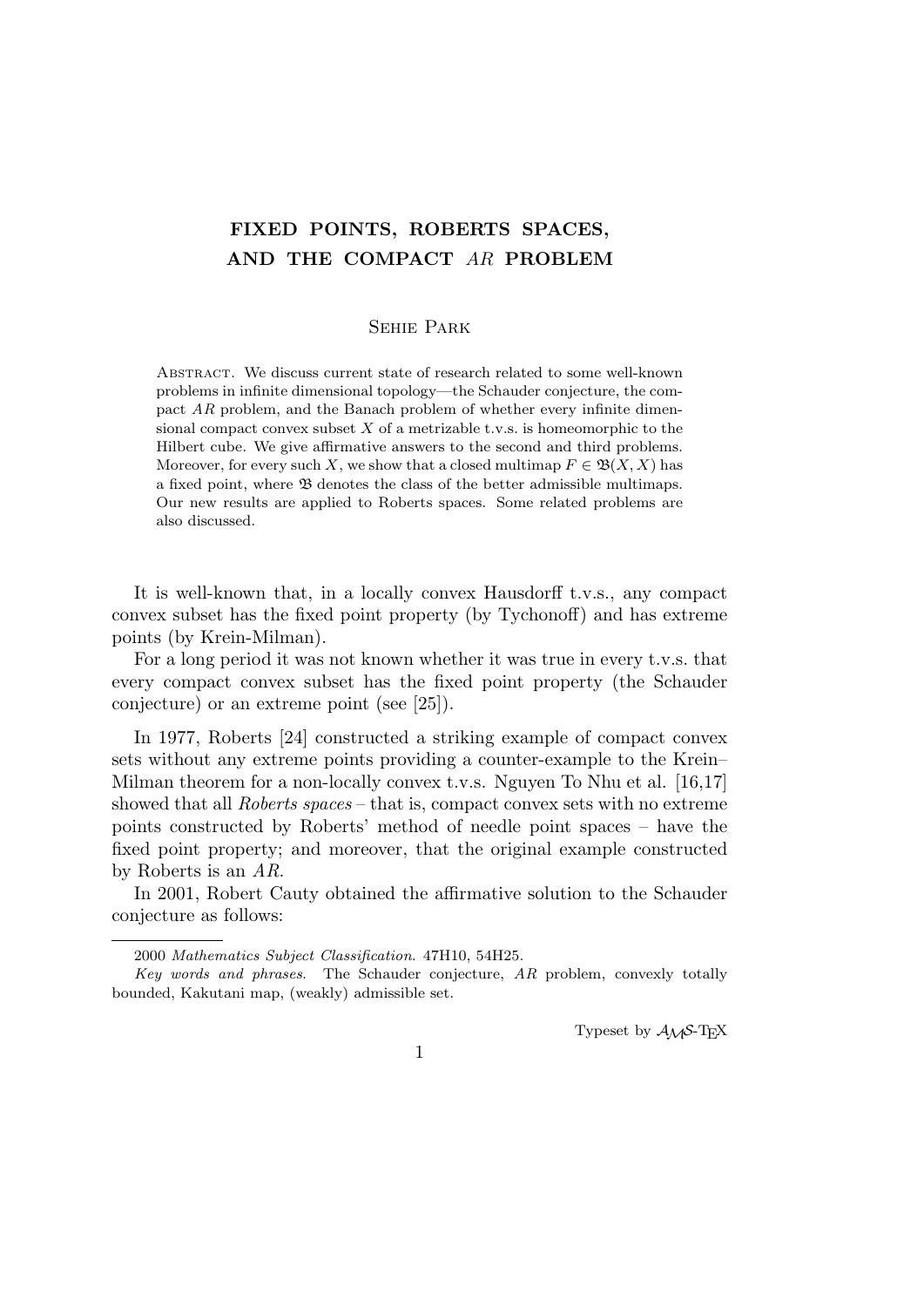# FIXED POINTS, ROBERTS SPACES, AND THE COMPACT *AR* PROBLEM

Sehie Park

Abstract. We discuss current state of research related to some well-known problems in infinite dimensional topology—the Schauder conjecture, the compact $AR$ problem, and the Banach problem of whether every infinite dimensional compact convex subset $X$ of a metrizable t.v.s. is homeomorphic to the Hilbert cube. We give affirmative answers to the second and third problems. Moreover, for every such $X$, we show that a closed multimap $F \in \mathfrak{B}(X, X)$ has a fixed point, where $\mathfrak{B}$ denotes the class of the better admissible multimaps. Our new results are applied to Roberts spaces. Some related problems are also discussed.

It is well-known that, in a locally convex Hausdorff t.v.s., any compact convex subset has the fixed point property (by Tychonoff) and has extreme points (by Krein-Milman).

For a long period it was not known whether it was true in every t.v.s. that every compact convex subset has the fixed point property (the Schauder conjecture) or an extreme point (see [25]).

In 1977, Roberts [24] constructed a striking example of compact convex sets without any extreme points providing a counter-example to the Krein–Milman theorem for a non-locally convex t.v.s. Nguyen To Nhu et al. [16,17] showed that all *Roberts spaces* – that is, compact convex sets with no extreme points constructed by Roberts' method of needle point spaces – have the fixed point property; and moreover, that the original example constructed by Roberts is an $AR$.

In 2001, Robert Cauty obtained the affirmative solution to the Schauder conjecture as follows:

2000 *Mathematics Subject Classification*. 47H10, 54H25.

*Key words and phrases.* The Schauder conjecture, $AR$ problem, convexly totally bounded, Kakutani map, (weakly) admissible set.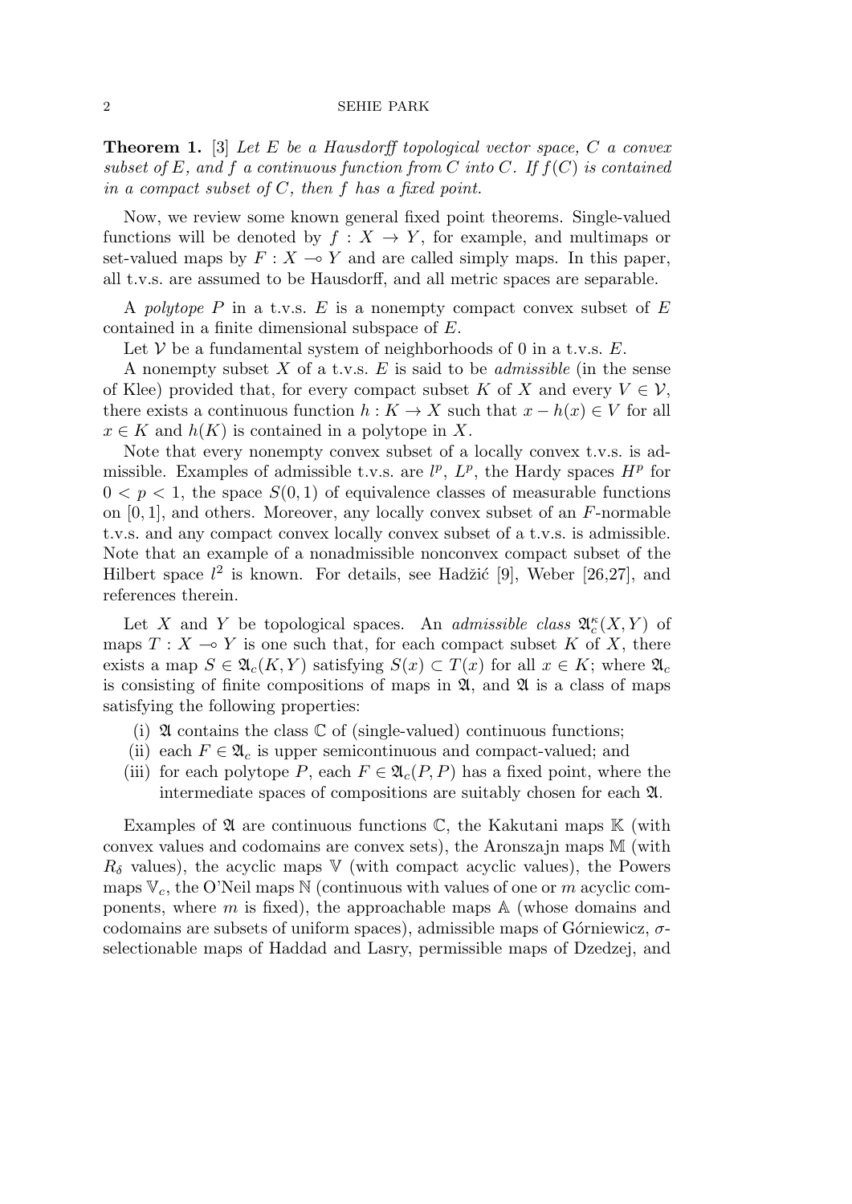**Theorem 1.** [3] *Let $E$ be a Hausdorff topological vector space, $C$ a convex subset of $E$, and $f$ a continuous function from $C$ into $C$. If $f(C)$ is contained in a compact subset of $C$, then $f$ has a fixed point.*

Now, we review some known general fixed point theorems. Single-valued functions will be denoted by $f : X \to Y$, for example, and multimaps or set-valued maps by $F : X \multimap Y$ and are called simply maps. In this paper, all t.v.s. are assumed to be Hausdorff, and all metric spaces are separable.

A *polytope* $P$ in a t.v.s. $E$ is a nonempty compact convex subset of $E$ contained in a finite dimensional subspace of $E$.

Let $\mathcal{V}$ be a fundamental system of neighborhoods of 0 in a t.v.s. $E$.

A nonempty subset $X$ of a t.v.s. $E$ is said to be *admissible* (in the sense of Klee) provided that, for every compact subset $K$ of $X$ and every $V \in \mathcal{V}$, there exists a continuous function $h : K \to X$ such that $x - h(x) \in V$ for all $x \in K$ and $h(K)$ is contained in a polytope in $X$.

Note that every nonempty convex subset of a locally convex t.v.s. is admissible. Examples of admissible t.v.s. are $l^p$, $L^p$, the Hardy spaces $H^p$ for $0 < p < 1$, the space $S(0,1)$ of equivalence classes of measurable functions on $[0,1]$, and others. Moreover, any locally convex subset of an $F$-normable t.v.s. and any compact convex locally convex subset of a t.v.s. is admissible. Note that an example of a nonadmissible nonconvex compact subset of the Hilbert space $l^2$ is known. For details, see Hadžić [9], Weber [26,27], and references therein.

Let $X$ and $Y$ be topological spaces. An *admissible class* $\mathfrak{A}_c^\kappa(X,Y)$ of maps $T : X \multimap Y$ is one such that, for each compact subset $K$ of $X$, there exists a map $S \in \mathfrak{A}_c(K,Y)$ satisfying $S(x) \subset T(x)$ for all $x \in K$; where $\mathfrak{A}_c$ is consisting of finite compositions of maps in $\mathfrak{A}$, and $\mathfrak{A}$ is a class of maps satisfying the following properties:

- (i) $\mathfrak{A}$ contains the class $\mathbb{C}$ of (single-valued) continuous functions;
- (ii) each $F \in \mathfrak{A}_c$ is upper semicontinuous and compact-valued; and
- (iii) for each polytope $P$, each $F \in \mathfrak{A}_c(P,P)$ has a fixed point, where the intermediate spaces of compositions are suitably chosen for each $\mathfrak{A}$.

Examples of $\mathfrak{A}$ are continuous functions $\mathbb{C}$, the Kakutani maps $\mathbb{K}$ (with convex values and codomains are convex sets), the Aronszajn maps $\mathbb{M}$ (with $R_\delta$ values), the acyclic maps $\mathbb{V}$ (with compact acyclic values), the Powers maps $\mathbb{V}_c$, the O'Neil maps $\mathbb{N}$ (continuous with values of one or $m$ acyclic components, where $m$ is fixed), the approachable maps $\mathbb{A}$ (whose domains and codomains are subsets of uniform spaces), admissible maps of Górniewicz, $\sigma$-selectionable maps of Haddad and Lasry, permissible maps of Dzedzej, and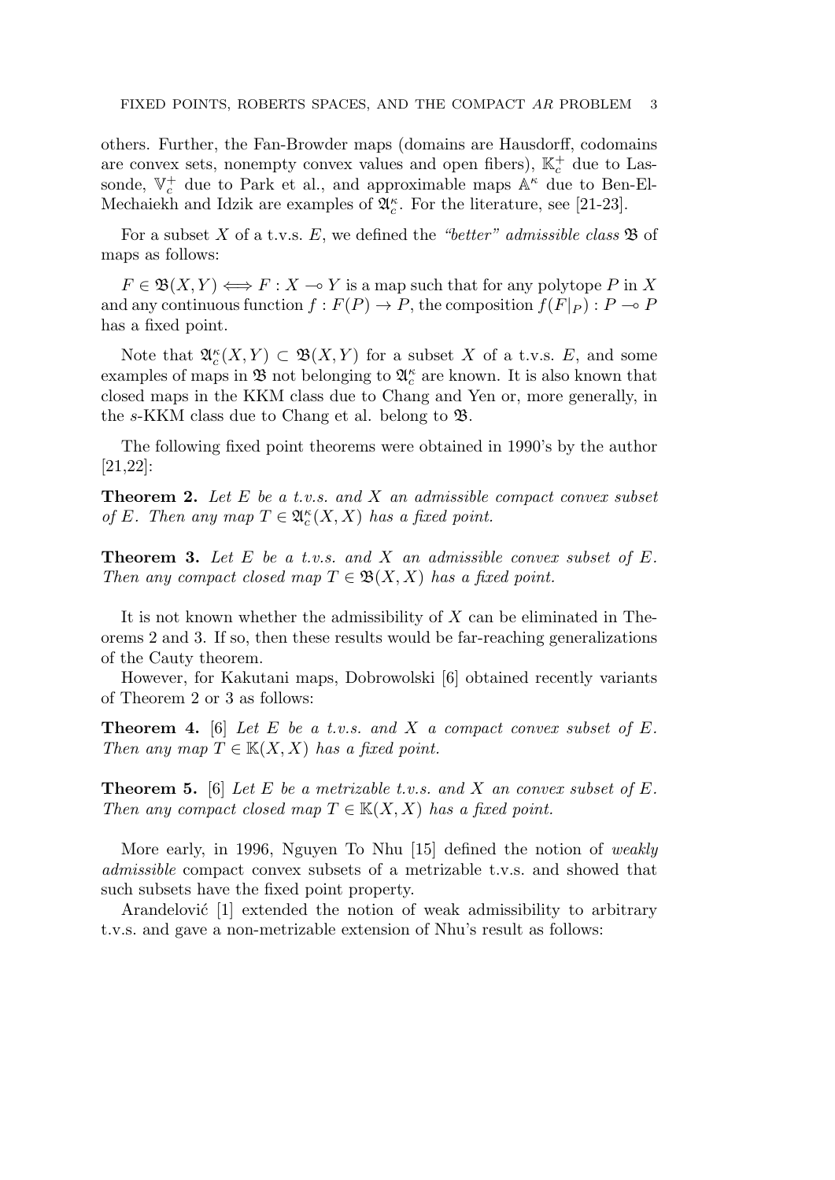others. Further, the Fan-Browder maps (domains are Hausdorff, codomains are convex sets, nonempty convex values and open fibers), $\mathbb{K}_c^+$ due to Lassonde, $\mathbb{V}_c^+$ due to Park et al., and approximable maps $\mathbb{A}^\kappa$ due to Ben-El-Mechaiekh and Idzik are examples of $\mathfrak{A}_c^\kappa$. For the literature, see [21-23].

For a subset $X$ of a t.v.s. $E$, we defined the *"better" admissible class* $\mathfrak{B}$ of maps as follows:

$F \in \mathfrak{B}(X,Y) \iff F : X \multimap Y$ is a map such that for any polytope $P$ in $X$ and any continuous function $f : F(P) \to P$, the composition $f(F|_P) : P \multimap P$ has a fixed point.

Note that $\mathfrak{A}_c^\kappa(X,Y) \subset \mathfrak{B}(X,Y)$ for a subset $X$ of a t.v.s. $E$, and some examples of maps in $\mathfrak{B}$ not belonging to $\mathfrak{A}_c^\kappa$ are known. It is also known that closed maps in the KKM class due to Chang and Yen or, more generally, in the $s$-KKM class due to Chang et al. belong to $\mathfrak{B}$.

The following fixed point theorems were obtained in 1990's by the author [21,22]:

**Theorem 2.** *Let $E$ be a t.v.s. and $X$ an admissible compact convex subset of $E$. Then any map $T \in \mathfrak{A}_c^\kappa(X,X)$ has a fixed point.*

**Theorem 3.** *Let $E$ be a t.v.s. and $X$ an admissible convex subset of $E$. Then any compact closed map $T \in \mathfrak{B}(X,X)$ has a fixed point.*

It is not known whether the admissibility of $X$ can be eliminated in Theorems 2 and 3. If so, then these results would be far-reaching generalizations of the Cauty theorem.

However, for Kakutani maps, Dobrowolski [6] obtained recently variants of Theorem 2 or 3 as follows:

**Theorem 4.** [6] *Let $E$ be a t.v.s. and $X$ a compact convex subset of $E$. Then any map $T \in \mathbb{K}(X,X)$ has a fixed point.*

**Theorem 5.** [6] *Let $E$ be a metrizable t.v.s. and $X$ an convex subset of $E$. Then any compact closed map $T \in \mathbb{K}(X,X)$ has a fixed point.*

More early, in 1996, Nguyen To Nhu [15] defined the notion of *weakly admissible* compact convex subsets of a metrizable t.v.s. and showed that such subsets have the fixed point property.

Arandelović [1] extended the notion of weak admissibility to arbitrary t.v.s. and gave a non-metrizable extension of Nhu's result as follows: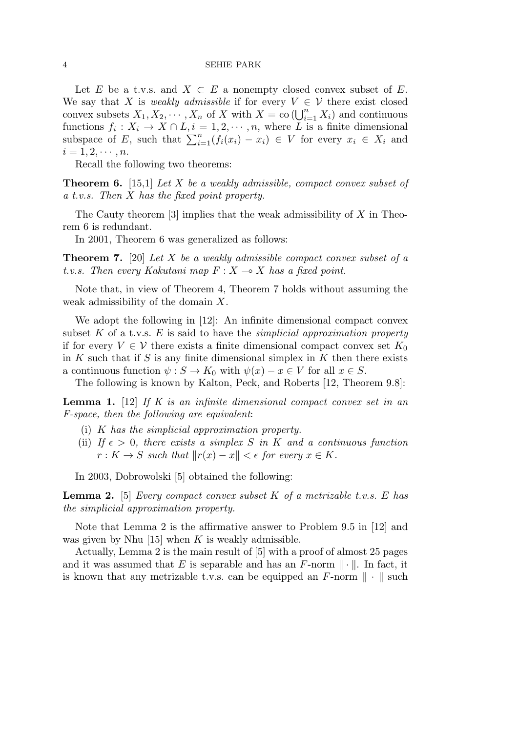Let $E$ be a t.v.s. and $X \subset E$ a nonempty closed convex subset of $E$. We say that $X$ is *weakly admissible* if for every $V \in \mathcal{V}$ there exist closed convex subsets $X_1, X_2, \cdots, X_n$ of $X$ with $X = \operatorname{co}(\bigcup_{i=1}^n X_i)$ and continuous functions $f_i : X_i \to X \cap L, i = 1, 2, \cdots, n$, where $L$ is a finite dimensional subspace of $E$, such that $\sum_{i=1}^n (f_i(x_i) - x_i) \in V$ for every $x_i \in X_i$ and $i = 1, 2, \cdots, n$.

Recall the following two theorems:

**Theorem 6.** [15,1] *Let $X$ be a weakly admissible, compact convex subset of a t.v.s. Then $X$ has the fixed point property.*

The Cauty theorem [3] implies that the weak admissibility of $X$ in Theorem 6 is redundant.

In 2001, Theorem 6 was generalized as follows:

**Theorem 7.** [20] *Let $X$ be a weakly admissible compact convex subset of a t.v.s. Then every Kakutani map $F : X \multimap X$ has a fixed point.*

Note that, in view of Theorem 4, Theorem 7 holds without assuming the weak admissibility of the domain $X$.

We adopt the following in [12]: An infinite dimensional compact convex subset $K$ of a t.v.s. $E$ is said to have the *simplicial approximation property* if for every $V \in \mathcal{V}$ there exists a finite dimensional compact convex set $K_0$ in $K$ such that if $S$ is any finite dimensional simplex in $K$ then there exists a continuous function $\psi : S \to K_0$ with $\psi(x) - x \in V$ for all $x \in S$.

The following is known by Kalton, Peck, and Roberts [12, Theorem 9.8]:

**Lemma 1.** [12] *If $K$ is an infinite dimensional compact convex set in an F-space, then the following are equivalent*:

(i) *$K$ has the simplicial approximation property.*

(ii) *If $\epsilon > 0$, there exists a simplex $S$ in $K$ and a continuous function $r : K \to S$ such that $\|r(x) - x\| < \epsilon$ for every $x \in K$.*

In 2003, Dobrowolski [5] obtained the following:

**Lemma 2.** [5] *Every compact convex subset $K$ of a metrizable t.v.s. $E$ has the simplicial approximation property.*

Note that Lemma 2 is the affirmative answer to Problem 9.5 in [12] and was given by Nhu [15] when $K$ is weakly admissible.

Actually, Lemma 2 is the main result of [5] with a proof of almost 25 pages and it was assumed that $E$ is separable and has an $F$-norm $\|\cdot\|$. In fact, it is known that any metrizable t.v.s. can be equipped an $F$-norm $\|\cdot\|$ such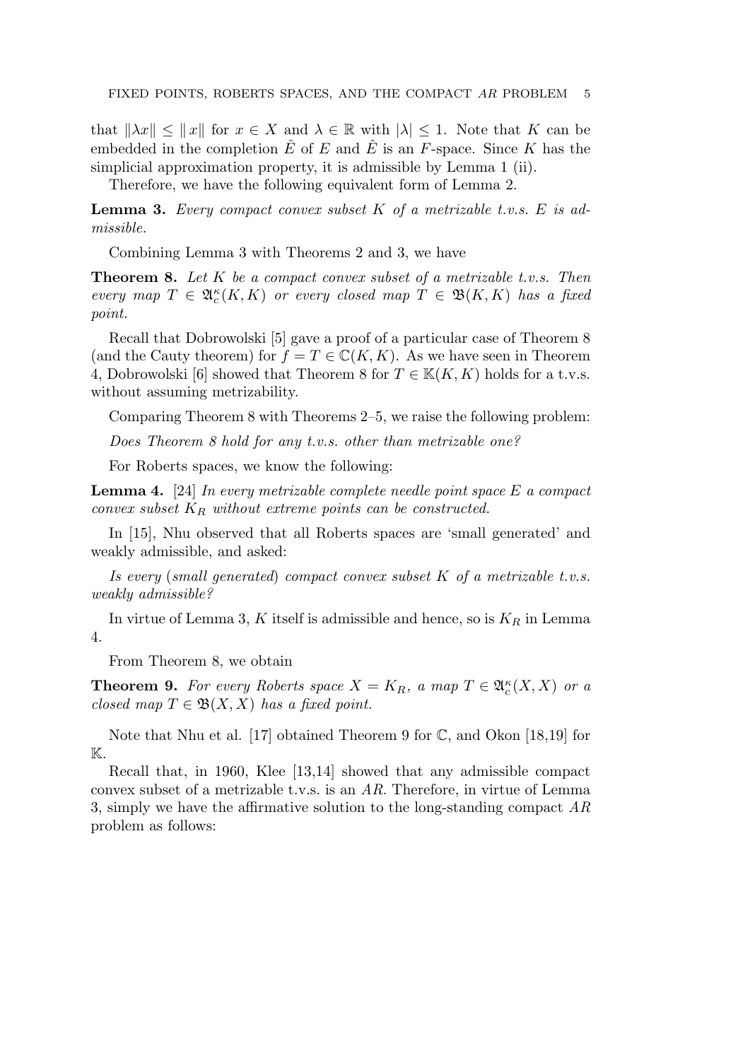that $\|\lambda x\| \leq \|x\|$ for $x \in X$ and $\lambda \in \mathbb{R}$ with $|\lambda| \leq 1$. Note that $K$ can be embedded in the completion $\hat{E}$ of $E$ and $\hat{E}$ is an $F$-space. Since $K$ has the simplicial approximation property, it is admissible by Lemma 1 (ii).

Therefore, we have the following equivalent form of Lemma 2.

**Lemma 3.** *Every compact convex subset $K$ of a metrizable t.v.s. $E$ is admissible.*

Combining Lemma 3 with Theorems 2 and 3, we have

**Theorem 8.** *Let $K$ be a compact convex subset of a metrizable t.v.s. Then every map $T \in \mathfrak{A}_c^\kappa(K, K)$ or every closed map $T \in \mathfrak{B}(K, K)$ has a fixed point.*

Recall that Dobrowolski [5] gave a proof of a particular case of Theorem 8 (and the Cauty theorem) for $f = T \in \mathbb{C}(K, K)$. As we have seen in Theorem 4, Dobrowolski [6] showed that Theorem 8 for $T \in \mathbb{K}(K, K)$ holds for a t.v.s. without assuming metrizability.

Comparing Theorem 8 with Theorems 2–5, we raise the following problem:

*Does Theorem 8 hold for any t.v.s. other than metrizable one?*

For Roberts spaces, we know the following:

**Lemma 4.** [24] *In every metrizable complete needle point space $E$ a compact convex subset $K_R$ without extreme points can be constructed.*

In [15], Nhu observed that all Roberts spaces are 'small generated' and weakly admissible, and asked:

*Is every (small generated) compact convex subset $K$ of a metrizable t.v.s. weakly admissible?*

In virtue of Lemma 3, $K$ itself is admissible and hence, so is $K_R$ in Lemma 4.

From Theorem 8, we obtain

**Theorem 9.** *For every Roberts space $X = K_R$, a map $T \in \mathfrak{A}_c^\kappa(X, X)$ or a closed map $T \in \mathfrak{B}(X, X)$ has a fixed point.*

Note that Nhu et al. [17] obtained Theorem 9 for $\mathbb{C}$, and Okon [18,19] for $\mathbb{K}$.

Recall that, in 1960, Klee [13,14] showed that any admissible compact convex subset of a metrizable t.v.s. is an $AR$. Therefore, in virtue of Lemma 3, simply we have the affirmative solution to the long-standing compact $AR$ problem as follows: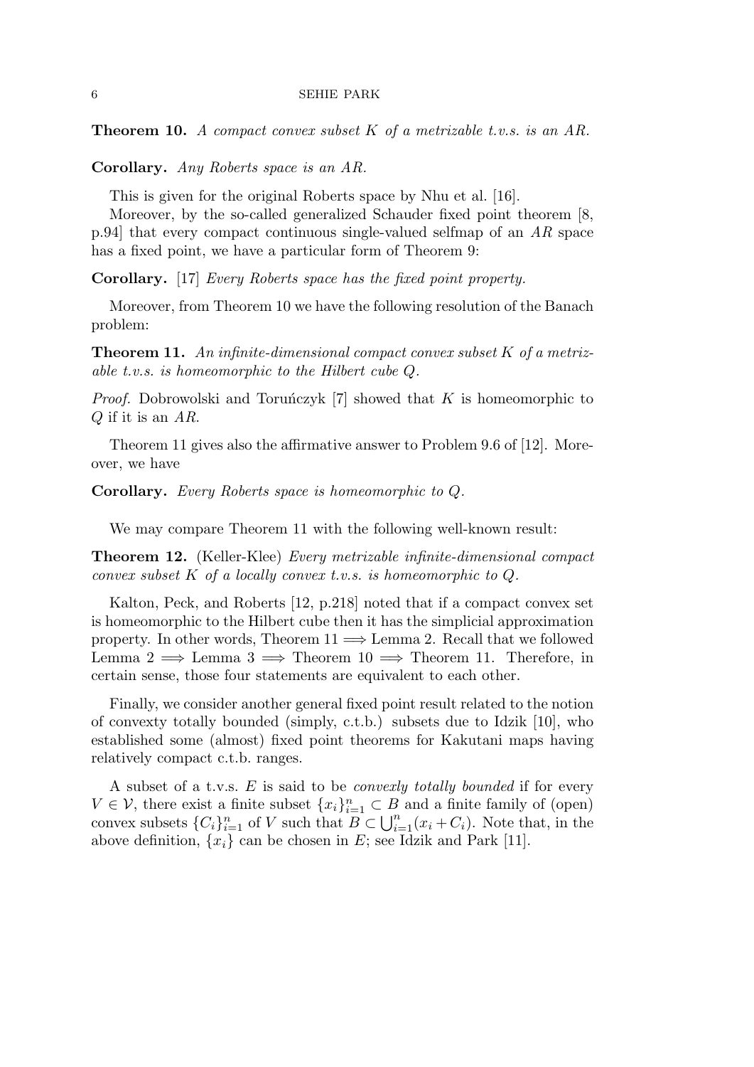**Theorem 10.** *A compact convex subset $K$ of a metrizable t.v.s. is an AR.*

**Corollary.** *Any Roberts space is an AR.*

This is given for the original Roberts space by Nhu et al. [16].

Moreover, by the so-called generalized Schauder fixed point theorem [8, p.94] that every compact continuous single-valued selfmap of an $AR$ space has a fixed point, we have a particular form of Theorem 9:

**Corollary.** [17] *Every Roberts space has the fixed point property.*

Moreover, from Theorem 10 we have the following resolution of the Banach problem:

**Theorem 11.** *An infinite-dimensional compact convex subset $K$ of a metrizable t.v.s. is homeomorphic to the Hilbert cube $Q$.*

*Proof.* Dobrowolski and Toruńczyk [7] showed that $K$ is homeomorphic to $Q$ if it is an $AR$.

Theorem 11 gives also the affirmative answer to Problem 9.6 of [12]. Moreover, we have

**Corollary.** *Every Roberts space is homeomorphic to $Q$.*

We may compare Theorem 11 with the following well-known result:

**Theorem 12.** (Keller-Klee) *Every metrizable infinite-dimensional compact convex subset $K$ of a locally convex t.v.s. is homeomorphic to $Q$.*

Kalton, Peck, and Roberts [12, p.218] noted that if a compact convex set is homeomorphic to the Hilbert cube then it has the simplicial approximation property. In other words, Theorem 11 $\Longrightarrow$ Lemma 2. Recall that we followed Lemma 2 $\Longrightarrow$ Lemma 3 $\Longrightarrow$ Theorem 10 $\Longrightarrow$ Theorem 11. Therefore, in certain sense, those four statements are equivalent to each other.

Finally, we consider another general fixed point result related to the notion of convexty totally bounded (simply, c.t.b.) subsets due to Idzik [10], who established some (almost) fixed point theorems for Kakutani maps having relatively compact c.t.b. ranges.

A subset of a t.v.s. $E$ is said to be *convexly totally bounded* if for every $V \in \mathcal{V}$, there exist a finite subset $\{x_i\}_{i=1}^n \subset B$ and a finite family of (open) convex subsets $\{C_i\}_{i=1}^n$ of $V$ such that $B \subset \bigcup_{i=1}^n (x_i + C_i)$. Note that, in the above definition, $\{x_i\}$ can be chosen in $E$; see Idzik and Park [11].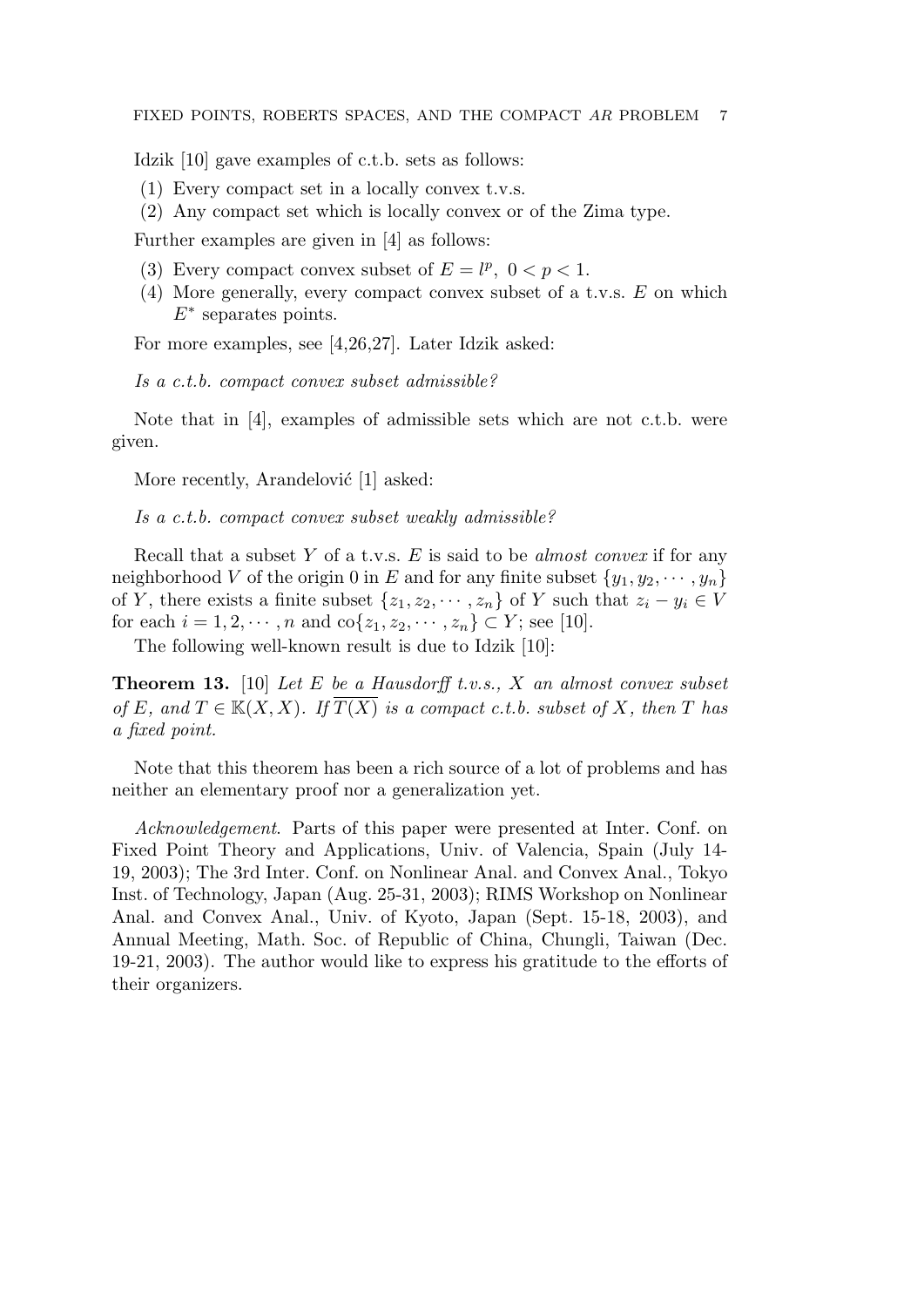Idzik [10] gave examples of c.t.b. sets as follows:

(1) Every compact set in a locally convex t.v.s.
(2) Any compact set which is locally convex or of the Zima type.

Further examples are given in [4] as follows:

(3) Every compact convex subset of $E = l^p,\ 0 < p < 1$.
(4) More generally, every compact convex subset of a t.v.s. $E$ on which $E^*$ separates points.

For more examples, see [4,26,27]. Later Idzik asked:

*Is a c.t.b. compact convex subset admissible?*

Note that in [4], examples of admissible sets which are not c.t.b. were given.

More recently, Arandelović [1] asked:

*Is a c.t.b. compact convex subset weakly admissible?*

Recall that a subset $Y$ of a t.v.s. $E$ is said to be *almost convex* if for any neighborhood $V$ of the origin 0 in $E$ and for any finite subset $\{y_1, y_2, \cdots, y_n\}$ of $Y$, there exists a finite subset $\{z_1, z_2, \cdots, z_n\}$ of $Y$ such that $z_i - y_i \in V$ for each $i = 1, 2, \cdots, n$ and $\mathrm{co}\{z_1, z_2, \cdots, z_n\} \subset Y$; see [10].

The following well-known result is due to Idzik [10]:

**Theorem 13.** [10] *Let $E$ be a Hausdorff t.v.s., $X$ an almost convex subset of $E$, and $T \in \mathbb{K}(X, X)$. If $\overline{T(X)}$ is a compact c.t.b. subset of $X$, then $T$ has a fixed point.*

Note that this theorem has been a rich source of a lot of problems and has neither an elementary proof nor a generalization yet.

*Acknowledgement*. Parts of this paper were presented at Inter. Conf. on Fixed Point Theory and Applications, Univ. of Valencia, Spain (July 14-19, 2003); The 3rd Inter. Conf. on Nonlinear Anal. and Convex Anal., Tokyo Inst. of Technology, Japan (Aug. 25-31, 2003); RIMS Workshop on Nonlinear Anal. and Convex Anal., Univ. of Kyoto, Japan (Sept. 15-18, 2003), and Annual Meeting, Math. Soc. of Republic of China, Chungli, Taiwan (Dec. 19-21, 2003). The author would like to express his gratitude to the efforts of their organizers.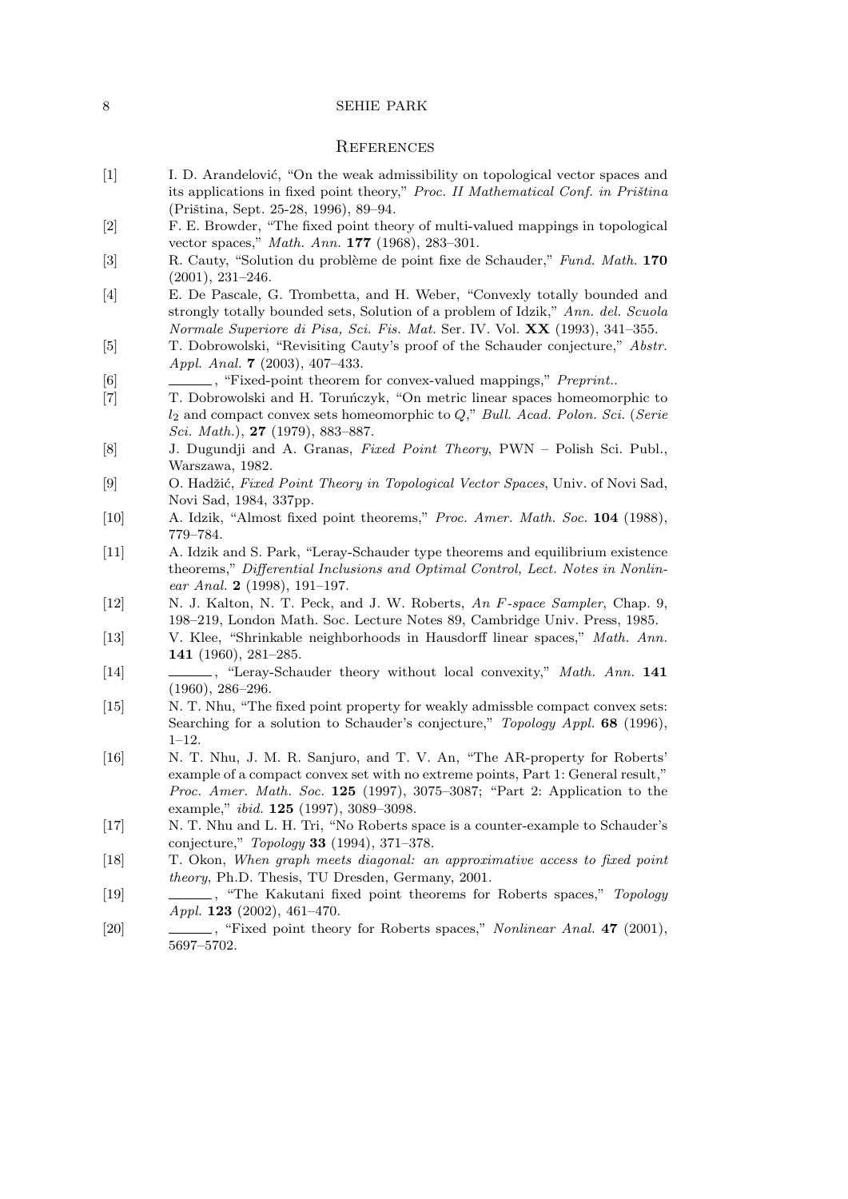## References

[1] I. D. Arandelović, "On the weak admissibility on topological vector spaces and its applications in fixed point theory," *Proc. II Mathematical Conf. in Priština* (Priština, Sept. 25-28, 1996), 89–94.

[2] F. E. Browder, "The fixed point theory of multi-valued mappings in topological vector spaces," *Math. Ann.* **177** (1968), 283–301.

[3] R. Cauty, "Solution du problème de point fixe de Schauder," *Fund. Math.* **170** (2001), 231–246.

[4] E. De Pascale, G. Trombetta, and H. Weber, "Convexly totally bounded and strongly totally bounded sets, Solution of a problem of Idzik," *Ann. del. Scuola Normale Superiore di Pisa, Sci. Fis. Mat.* Ser. IV. Vol. **XX** (1993), 341–355.

[5] T. Dobrowolski, "Revisiting Cauty's proof of the Schauder conjecture," *Abstr. Appl. Anal.* **7** (2003), 407–433.

[6] ———, "Fixed-point theorem for convex-valued mappings," *Preprint.*.

[7] T. Dobrowolski and H. Toruńczyk, "On metric linear spaces homeomorphic to $l_2$ and compact convex sets homeomorphic to $Q$," *Bull. Acad. Polon. Sci.* (*Serie Sci. Math.*), **27** (1979), 883–887.

[8] J. Dugundji and A. Granas, *Fixed Point Theory*, PWN – Polish Sci. Publ., Warszawa, 1982.

[9] O. Hadžić, *Fixed Point Theory in Topological Vector Spaces*, Univ. of Novi Sad, Novi Sad, 1984, 337pp.

[10] A. Idzik, "Almost fixed point theorems," *Proc. Amer. Math. Soc.* **104** (1988), 779–784.

[11] A. Idzik and S. Park, "Leray-Schauder type theorems and equilibrium existence theorems," *Differential Inclusions and Optimal Control, Lect. Notes in Nonlinear Anal.* **2** (1998), 191–197.

[12] N. J. Kalton, N. T. Peck, and J. W. Roberts, *An F-space Sampler*, Chap. 9, 198–219, London Math. Soc. Lecture Notes 89, Cambridge Univ. Press, 1985.

[13] V. Klee, "Shrinkable neighborhoods in Hausdorff linear spaces," *Math. Ann.* **141** (1960), 281–285.

[14] ———, "Leray-Schauder theory without local convexity," *Math. Ann.* **141** (1960), 286–296.

[15] N. T. Nhu, "The fixed point property for weakly admissble compact convex sets: Searching for a solution to Schauder's conjecture," *Topology Appl.* **68** (1996), 1–12.

[16] N. T. Nhu, J. M. R. Sanjuro, and T. V. An, "The AR-property for Roberts' example of a compact convex set with no extreme points, Part 1: General result," *Proc. Amer. Math. Soc.* **125** (1997), 3075–3087; "Part 2: Application to the example," *ibid.* **125** (1997), 3089–3098.

[17] N. T. Nhu and L. H. Tri, "No Roberts space is a counter-example to Schauder's conjecture," *Topology* **33** (1994), 371–378.

[18] T. Okon, *When graph meets diagonal: an approximative access to fixed point theory*, Ph.D. Thesis, TU Dresden, Germany, 2001.

[19] ———, "The Kakutani fixed point theorems for Roberts spaces," *Topology Appl.* **123** (2002), 461–470.

[20] ———, "Fixed point theory for Roberts spaces," *Nonlinear Anal.* **47** (2001), 5697–5702.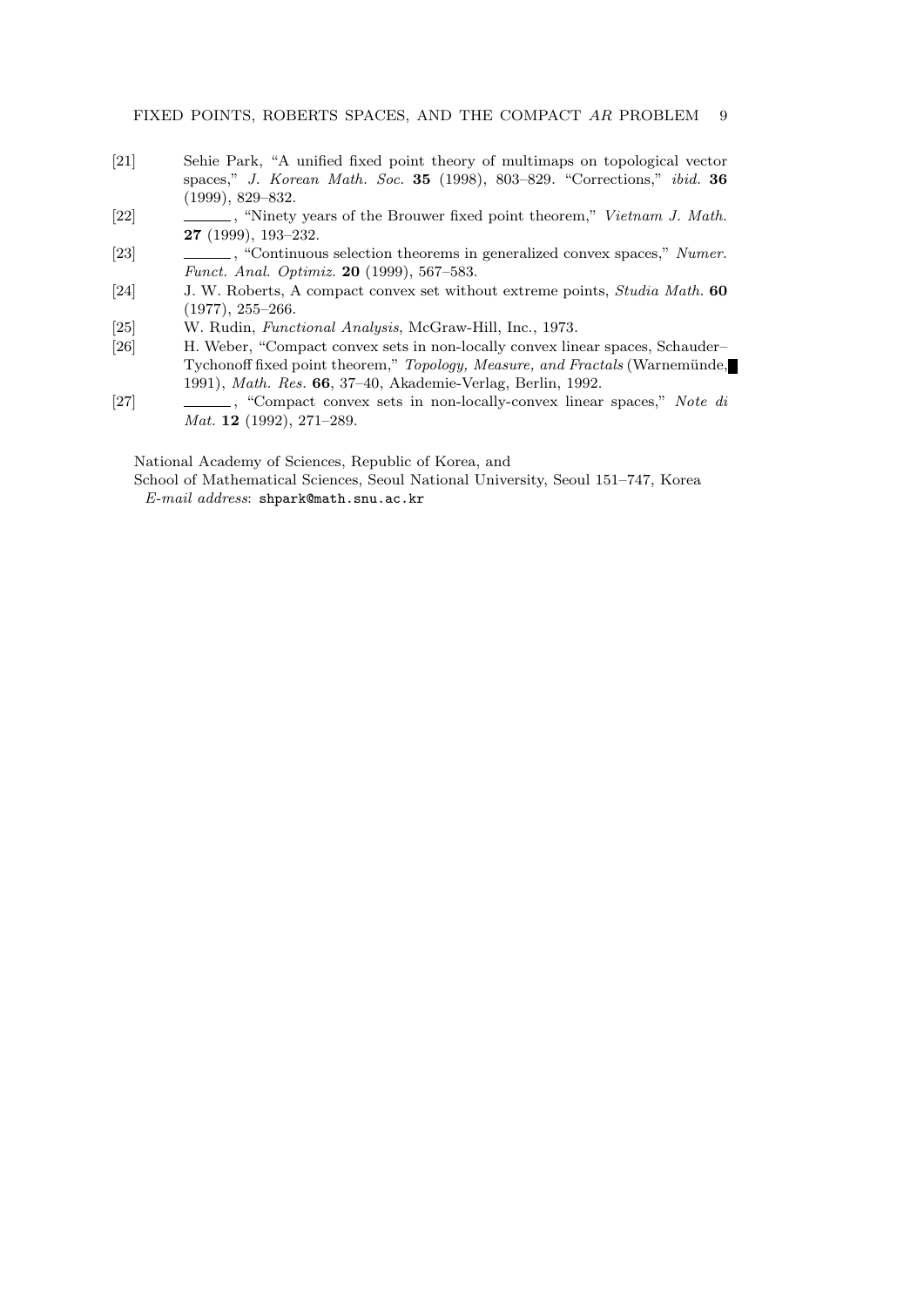[21] Sehie Park, "A unified fixed point theory of multimaps on topological vector spaces," *J. Korean Math. Soc.* **35** (1998), 803–829. "Corrections," *ibid.* **36** (1999), 829–832.

[22] ______, "Ninety years of the Brouwer fixed point theorem," *Vietnam J. Math.* **27** (1999), 193–232.

[23] ______, "Continuous selection theorems in generalized convex spaces," *Numer. Funct. Anal. Optimiz.* **20** (1999), 567–583.

[24] J. W. Roberts, A compact convex set without extreme points, *Studia Math.* **60** (1977), 255–266.

[25] W. Rudin, *Functional Analysis*, McGraw-Hill, Inc., 1973.

[26] H. Weber, "Compact convex sets in non-locally convex linear spaces, Schauder–Tychonoff fixed point theorem," *Topology, Measure, and Fractals* (Warnemünde, 1991), *Math. Res.* **66**, 37–40, Akademie-Verlag, Berlin, 1992.

[27] ______, "Compact convex sets in non-locally-convex linear spaces," *Note di Mat.* **12** (1992), 271–289.

National Academy of Sciences, Republic of Korea, and
School of Mathematical Sciences, Seoul National University, Seoul 151–747, Korea
*E-mail address*: shpark@math.snu.ac.kr